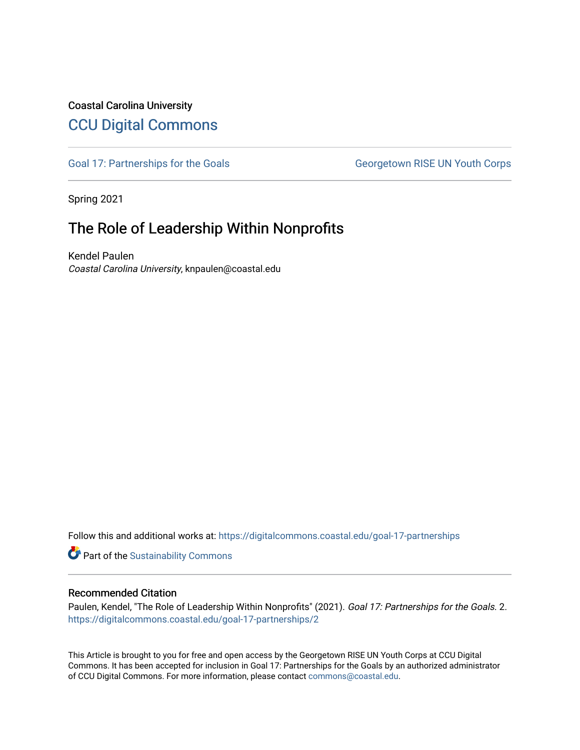Coastal Carolina University

## CCU Digital Commons

Goal 17: Partnerships for the Goals | Georgetown RISE UN Youth Corps

Spring 2021

# The Role of Leadership Within Nonprofits

Kendel Paulen
*Coastal Carolina University*, knpaulen@coastal.edu

Follow this and additional works at: https://digitalcommons.coastal.edu/goal-17-partnerships

Part of the Sustainability Commons

### Recommended Citation

Paulen, Kendel, "The Role of Leadership Within Nonprofits" (2021). *Goal 17: Partnerships for the Goals*. 2.
https://digitalcommons.coastal.edu/goal-17-partnerships/2

This Article is brought to you for free and open access by the Georgetown RISE UN Youth Corps at CCU Digital Commons. It has been accepted for inclusion in Goal 17: Partnerships for the Goals by an authorized administrator of CCU Digital Commons. For more information, please contact commons@coastal.edu.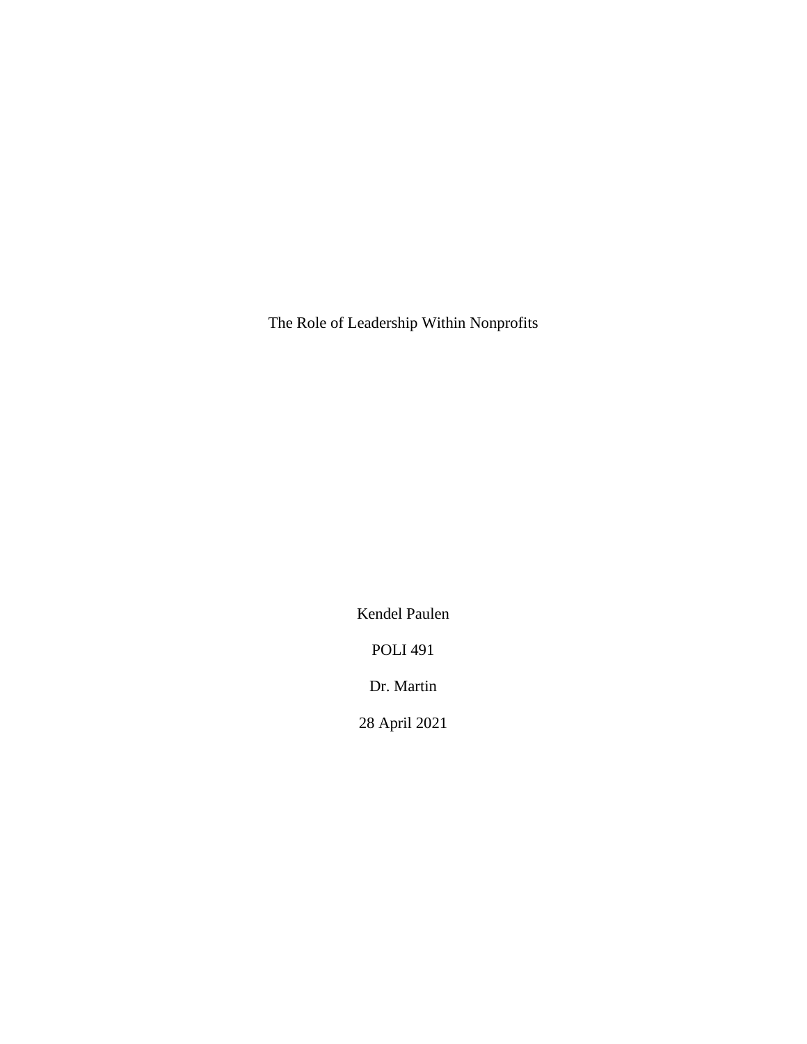The Role of Leadership Within Nonprofits

Kendel Paulen

POLI 491

Dr. Martin

28 April 2021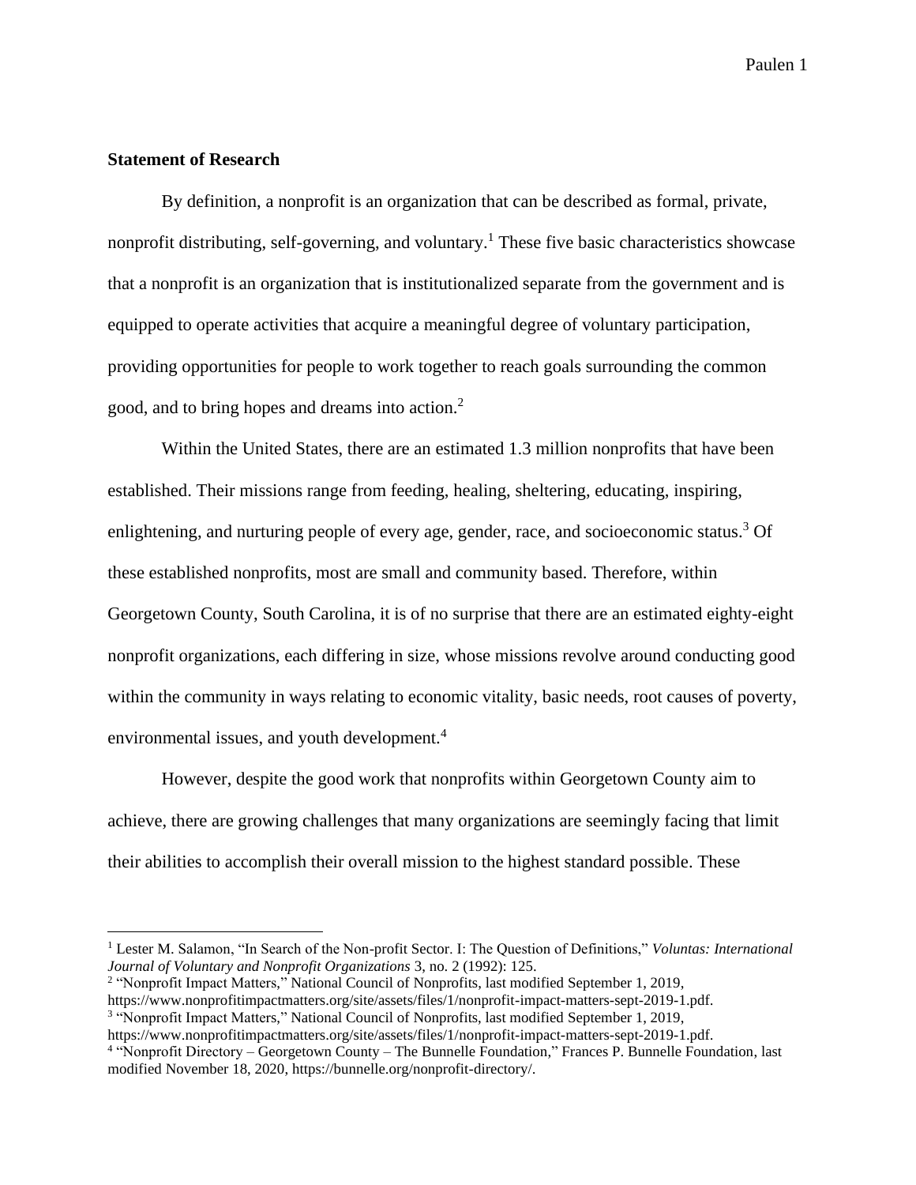**Statement of Research**

By definition, a nonprofit is an organization that can be described as formal, private, nonprofit distributing, self-governing, and voluntary.[1] These five basic characteristics showcase that a nonprofit is an organization that is institutionalized separate from the government and is equipped to operate activities that acquire a meaningful degree of voluntary participation, providing opportunities for people to work together to reach goals surrounding the common good, and to bring hopes and dreams into action.[2]

Within the United States, there are an estimated 1.3 million nonprofits that have been established. Their missions range from feeding, healing, sheltering, educating, inspiring, enlightening, and nurturing people of every age, gender, race, and socioeconomic status.[3] Of these established nonprofits, most are small and community based. Therefore, within Georgetown County, South Carolina, it is of no surprise that there are an estimated eighty-eight nonprofit organizations, each differing in size, whose missions revolve around conducting good within the community in ways relating to economic vitality, basic needs, root causes of poverty, environmental issues, and youth development.[4]

However, despite the good work that nonprofits within Georgetown County aim to achieve, there are growing challenges that many organizations are seemingly facing that limit their abilities to accomplish their overall mission to the highest standard possible. These

---

[1] Lester M. Salamon, "In Search of the Non-profit Sector. I: The Question of Definitions," *Voluntas: International Journal of Voluntary and Nonprofit Organizations* 3, no. 2 (1992): 125.

[2] "Nonprofit Impact Matters," National Council of Nonprofits, last modified September 1, 2019, https://www.nonprofitimpactmatters.org/site/assets/files/1/nonprofit-impact-matters-sept-2019-1.pdf.

[3] "Nonprofit Impact Matters," National Council of Nonprofits, last modified September 1, 2019, https://www.nonprofitimpactmatters.org/site/assets/files/1/nonprofit-impact-matters-sept-2019-1.pdf.

[4] "Nonprofit Directory – Georgetown County – The Bunnelle Foundation," Frances P. Bunnelle Foundation, last modified November 18, 2020, https://bunnelle.org/nonprofit-directory/.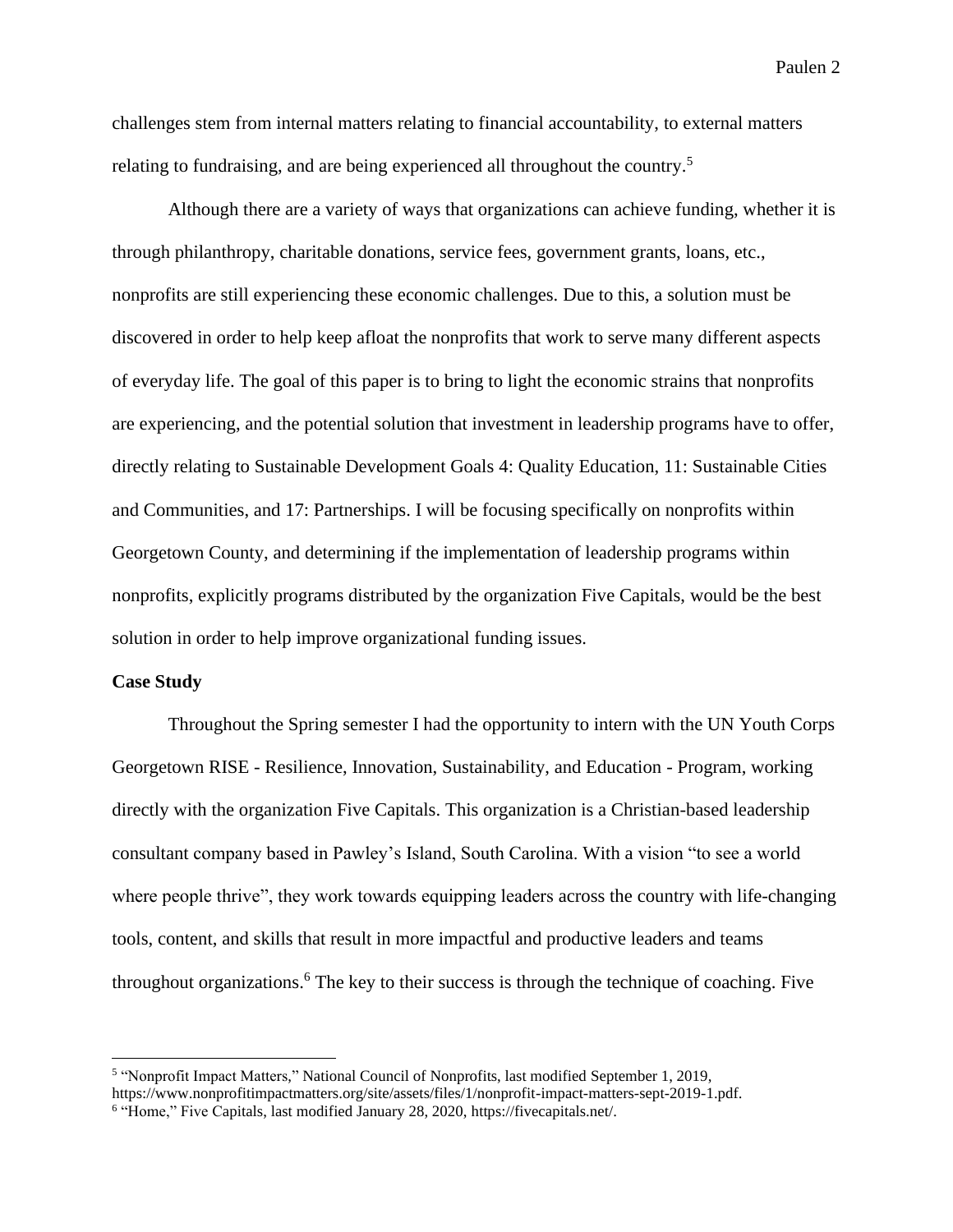challenges stem from internal matters relating to financial accountability, to external matters relating to fundraising, and are being experienced all throughout the country.[5]

Although there are a variety of ways that organizations can achieve funding, whether it is through philanthropy, charitable donations, service fees, government grants, loans, etc., nonprofits are still experiencing these economic challenges. Due to this, a solution must be discovered in order to help keep afloat the nonprofits that work to serve many different aspects of everyday life. The goal of this paper is to bring to light the economic strains that nonprofits are experiencing, and the potential solution that investment in leadership programs have to offer, directly relating to Sustainable Development Goals 4: Quality Education, 11: Sustainable Cities and Communities, and 17: Partnerships. I will be focusing specifically on nonprofits within Georgetown County, and determining if the implementation of leadership programs within nonprofits, explicitly programs distributed by the organization Five Capitals, would be the best solution in order to help improve organizational funding issues.

**Case Study**

Throughout the Spring semester I had the opportunity to intern with the UN Youth Corps Georgetown RISE - Resilience, Innovation, Sustainability, and Education - Program, working directly with the organization Five Capitals. This organization is a Christian-based leadership consultant company based in Pawley's Island, South Carolina. With a vision "to see a world where people thrive", they work towards equipping leaders across the country with life-changing tools, content, and skills that result in more impactful and productive leaders and teams throughout organizations.[6] The key to their success is through the technique of coaching. Five

---

[5] "Nonprofit Impact Matters," National Council of Nonprofits, last modified September 1, 2019, https://www.nonprofitimpactmatters.org/site/assets/files/1/nonprofit-impact-matters-sept-2019-1.pdf.

[6] "Home," Five Capitals, last modified January 28, 2020, https://fivecapitals.net/.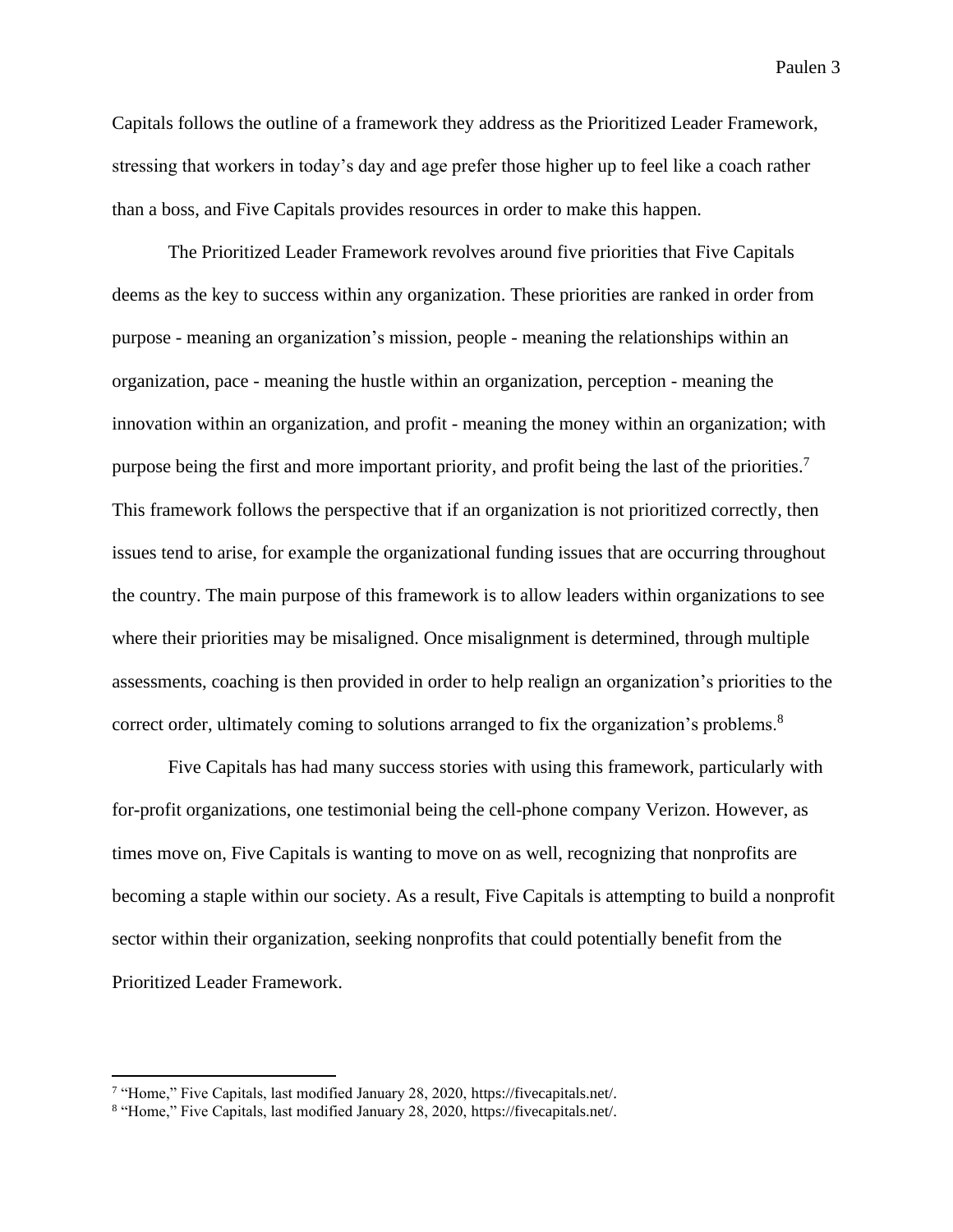Capitals follows the outline of a framework they address as the Prioritized Leader Framework, stressing that workers in today's day and age prefer those higher up to feel like a coach rather than a boss, and Five Capitals provides resources in order to make this happen.

The Prioritized Leader Framework revolves around five priorities that Five Capitals deems as the key to success within any organization. These priorities are ranked in order from purpose - meaning an organization's mission, people - meaning the relationships within an organization, pace - meaning the hustle within an organization, perception - meaning the innovation within an organization, and profit - meaning the money within an organization; with purpose being the first and more important priority, and profit being the last of the priorities.[7] This framework follows the perspective that if an organization is not prioritized correctly, then issues tend to arise, for example the organizational funding issues that are occurring throughout the country. The main purpose of this framework is to allow leaders within organizations to see where their priorities may be misaligned. Once misalignment is determined, through multiple assessments, coaching is then provided in order to help realign an organization's priorities to the correct order, ultimately coming to solutions arranged to fix the organization's problems.[8]

Five Capitals has had many success stories with using this framework, particularly with for-profit organizations, one testimonial being the cell-phone company Verizon. However, as times move on, Five Capitals is wanting to move on as well, recognizing that nonprofits are becoming a staple within our society. As a result, Five Capitals is attempting to build a nonprofit sector within their organization, seeking nonprofits that could potentially benefit from the Prioritized Leader Framework.

---

[7] "Home," Five Capitals, last modified January 28, 2020, https://fivecapitals.net/.

[8] "Home," Five Capitals, last modified January 28, 2020, https://fivecapitals.net/.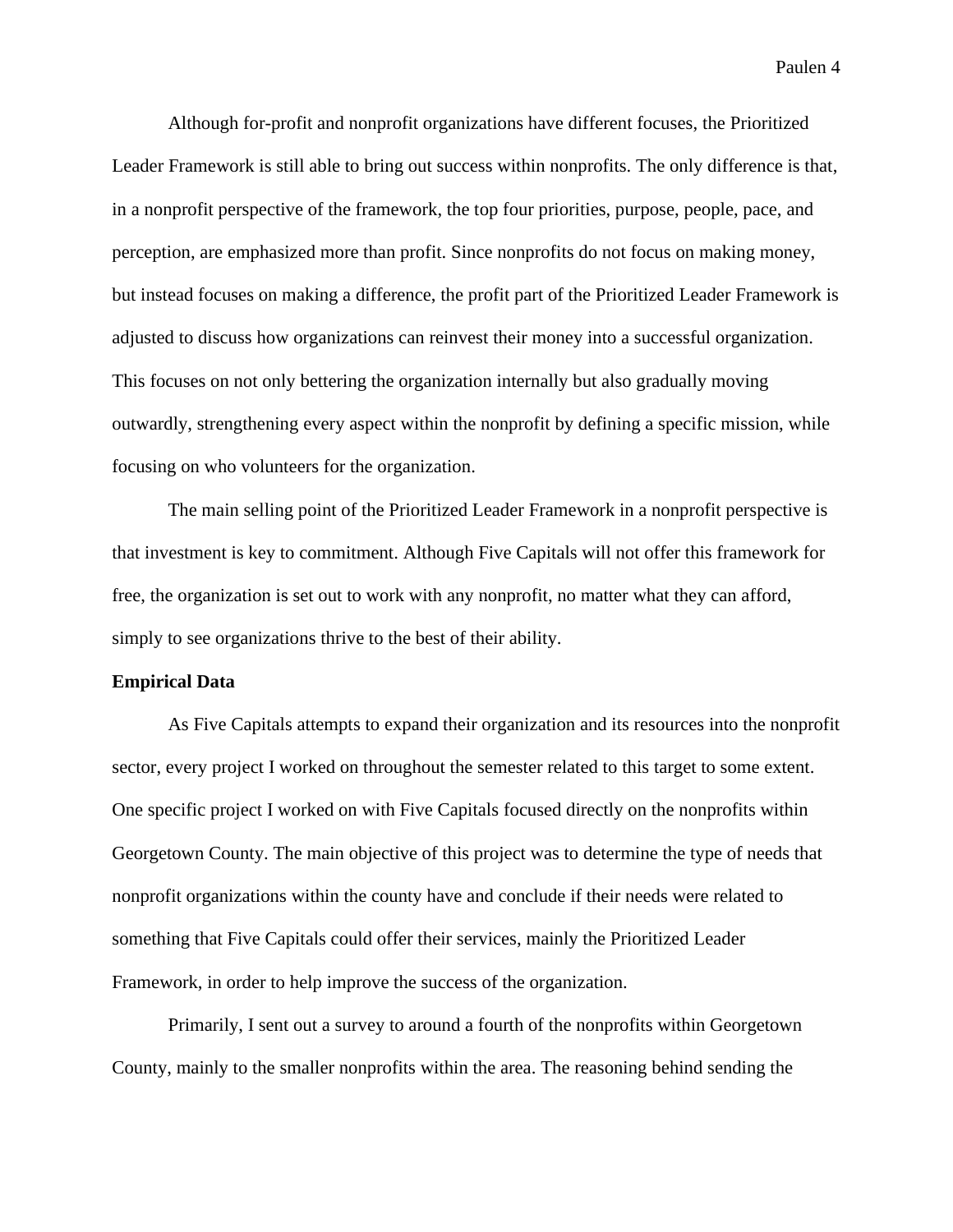Although for-profit and nonprofit organizations have different focuses, the Prioritized Leader Framework is still able to bring out success within nonprofits. The only difference is that, in a nonprofit perspective of the framework, the top four priorities, purpose, people, pace, and perception, are emphasized more than profit. Since nonprofits do not focus on making money, but instead focuses on making a difference, the profit part of the Prioritized Leader Framework is adjusted to discuss how organizations can reinvest their money into a successful organization. This focuses on not only bettering the organization internally but also gradually moving outwardly, strengthening every aspect within the nonprofit by defining a specific mission, while focusing on who volunteers for the organization.

The main selling point of the Prioritized Leader Framework in a nonprofit perspective is that investment is key to commitment. Although Five Capitals will not offer this framework for free, the organization is set out to work with any nonprofit, no matter what they can afford, simply to see organizations thrive to the best of their ability.

**Empirical Data**

As Five Capitals attempts to expand their organization and its resources into the nonprofit sector, every project I worked on throughout the semester related to this target to some extent. One specific project I worked on with Five Capitals focused directly on the nonprofits within Georgetown County. The main objective of this project was to determine the type of needs that nonprofit organizations within the county have and conclude if their needs were related to something that Five Capitals could offer their services, mainly the Prioritized Leader Framework, in order to help improve the success of the organization.

Primarily, I sent out a survey to around a fourth of the nonprofits within Georgetown County, mainly to the smaller nonprofits within the area. The reasoning behind sending the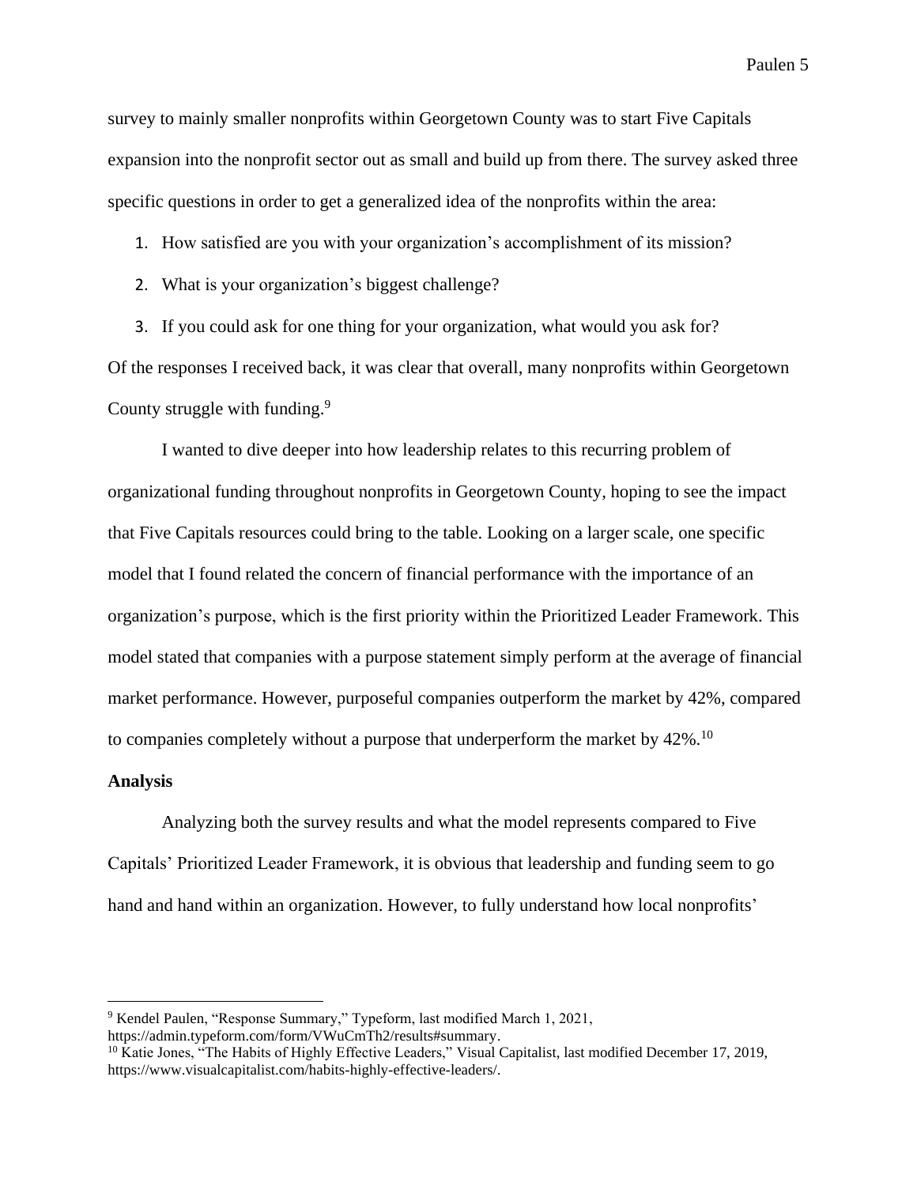survey to mainly smaller nonprofits within Georgetown County was to start Five Capitals expansion into the nonprofit sector out as small and build up from there. The survey asked three specific questions in order to get a generalized idea of the nonprofits within the area:

1. How satisfied are you with your organization's accomplishment of its mission?
2. What is your organization's biggest challenge?
3. If you could ask for one thing for your organization, what would you ask for?

Of the responses I received back, it was clear that overall, many nonprofits within Georgetown County struggle with funding.[9]

I wanted to dive deeper into how leadership relates to this recurring problem of organizational funding throughout nonprofits in Georgetown County, hoping to see the impact that Five Capitals resources could bring to the table. Looking on a larger scale, one specific model that I found related the concern of financial performance with the importance of an organization's purpose, which is the first priority within the Prioritized Leader Framework. This model stated that companies with a purpose statement simply perform at the average of financial market performance. However, purposeful companies outperform the market by 42%, compared to companies completely without a purpose that underperform the market by 42%.[10]

**Analysis**

Analyzing both the survey results and what the model represents compared to Five Capitals' Prioritized Leader Framework, it is obvious that leadership and funding seem to go hand and hand within an organization. However, to fully understand how local nonprofits'

---

[9] Kendel Paulen, "Response Summary," Typeform, last modified March 1, 2021, https://admin.typeform.com/form/VWuCmTh2/results#summary.

[10] Katie Jones, "The Habits of Highly Effective Leaders," Visual Capitalist, last modified December 17, 2019, https://www.visualcapitalist.com/habits-highly-effective-leaders/.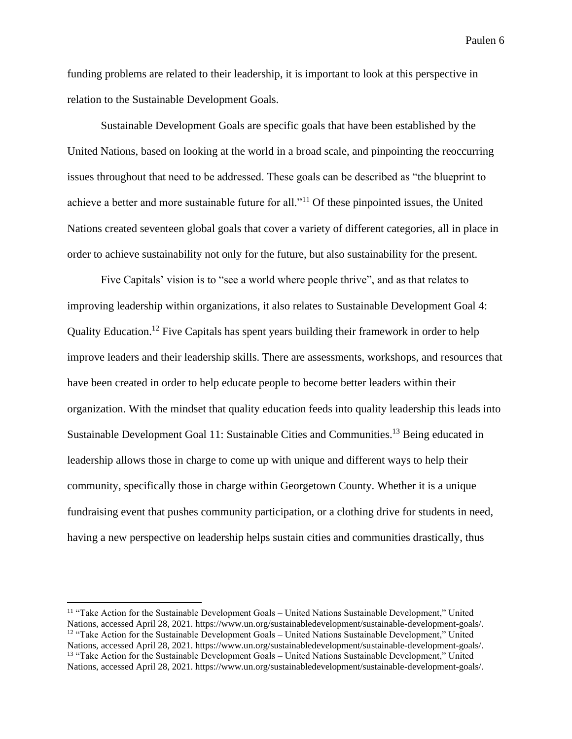funding problems are related to their leadership, it is important to look at this perspective in relation to the Sustainable Development Goals.

Sustainable Development Goals are specific goals that have been established by the United Nations, based on looking at the world in a broad scale, and pinpointing the reoccurring issues throughout that need to be addressed. These goals can be described as "the blueprint to achieve a better and more sustainable future for all."[11] Of these pinpointed issues, the United Nations created seventeen global goals that cover a variety of different categories, all in place in order to achieve sustainability not only for the future, but also sustainability for the present.

Five Capitals' vision is to "see a world where people thrive", and as that relates to improving leadership within organizations, it also relates to Sustainable Development Goal 4: Quality Education.[12] Five Capitals has spent years building their framework in order to help improve leaders and their leadership skills. There are assessments, workshops, and resources that have been created in order to help educate people to become better leaders within their organization. With the mindset that quality education feeds into quality leadership this leads into Sustainable Development Goal 11: Sustainable Cities and Communities.[13] Being educated in leadership allows those in charge to come up with unique and different ways to help their community, specifically those in charge within Georgetown County. Whether it is a unique fundraising event that pushes community participation, or a clothing drive for students in need, having a new perspective on leadership helps sustain cities and communities drastically, thus

---

[11] "Take Action for the Sustainable Development Goals – United Nations Sustainable Development," United Nations, accessed April 28, 2021. https://www.un.org/sustainabledevelopment/sustainable-development-goals/.

[12] "Take Action for the Sustainable Development Goals – United Nations Sustainable Development," United Nations, accessed April 28, 2021. https://www.un.org/sustainabledevelopment/sustainable-development-goals/.

[13] "Take Action for the Sustainable Development Goals – United Nations Sustainable Development," United Nations, accessed April 28, 2021. https://www.un.org/sustainabledevelopment/sustainable-development-goals/.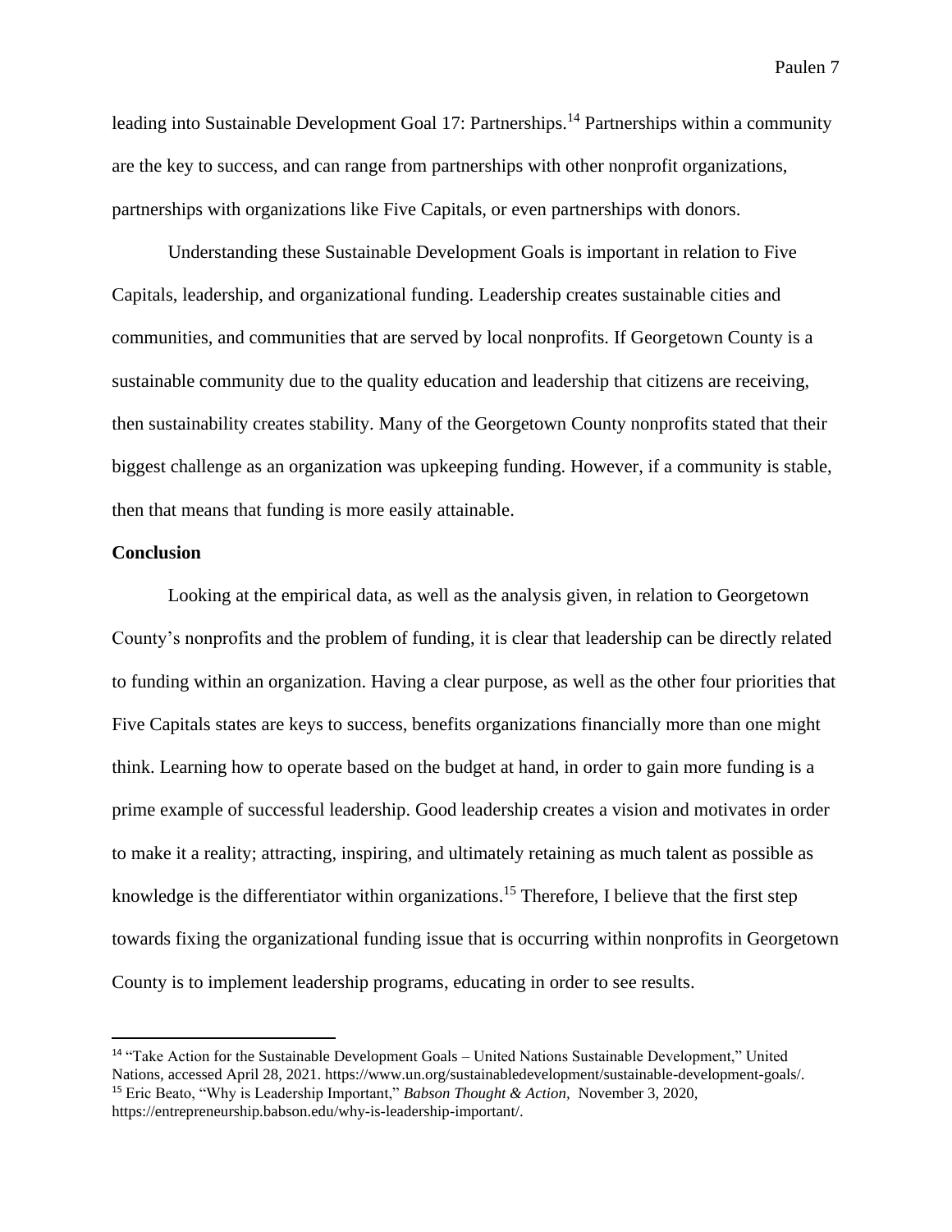leading into Sustainable Development Goal 17: Partnerships.[14] Partnerships within a community are the key to success, and can range from partnerships with other nonprofit organizations, partnerships with organizations like Five Capitals, or even partnerships with donors.

Understanding these Sustainable Development Goals is important in relation to Five Capitals, leadership, and organizational funding. Leadership creates sustainable cities and communities, and communities that are served by local nonprofits. If Georgetown County is a sustainable community due to the quality education and leadership that citizens are receiving, then sustainability creates stability. Many of the Georgetown County nonprofits stated that their biggest challenge as an organization was upkeeping funding. However, if a community is stable, then that means that funding is more easily attainable.

**Conclusion**

Looking at the empirical data, as well as the analysis given, in relation to Georgetown County's nonprofits and the problem of funding, it is clear that leadership can be directly related to funding within an organization. Having a clear purpose, as well as the other four priorities that Five Capitals states are keys to success, benefits organizations financially more than one might think. Learning how to operate based on the budget at hand, in order to gain more funding is a prime example of successful leadership. Good leadership creates a vision and motivates in order to make it a reality; attracting, inspiring, and ultimately retaining as much talent as possible as knowledge is the differentiator within organizations.[15] Therefore, I believe that the first step towards fixing the organizational funding issue that is occurring within nonprofits in Georgetown County is to implement leadership programs, educating in order to see results.

---

[14] "Take Action for the Sustainable Development Goals – United Nations Sustainable Development," United Nations, accessed April 28, 2021. https://www.un.org/sustainabledevelopment/sustainable-development-goals/.

[15] Eric Beato, "Why is Leadership Important," *Babson Thought & Action,* November 3, 2020, https://entrepreneurship.babson.edu/why-is-leadership-important/.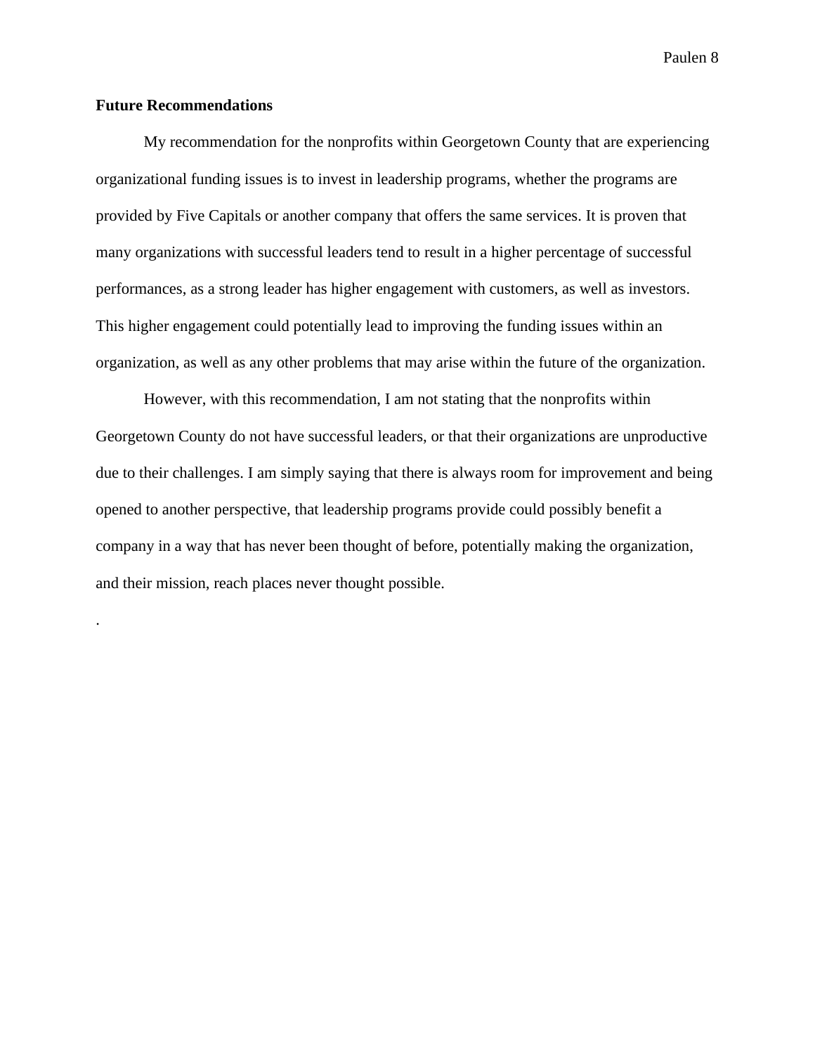**Future Recommendations**

My recommendation for the nonprofits within Georgetown County that are experiencing organizational funding issues is to invest in leadership programs, whether the programs are provided by Five Capitals or another company that offers the same services. It is proven that many organizations with successful leaders tend to result in a higher percentage of successful performances, as a strong leader has higher engagement with customers, as well as investors. This higher engagement could potentially lead to improving the funding issues within an organization, as well as any other problems that may arise within the future of the organization.

However, with this recommendation, I am not stating that the nonprofits within Georgetown County do not have successful leaders, or that their organizations are unproductive due to their challenges. I am simply saying that there is always room for improvement and being opened to another perspective, that leadership programs provide could possibly benefit a company in a way that has never been thought of before, potentially making the organization, and their mission, reach places never thought possible.

.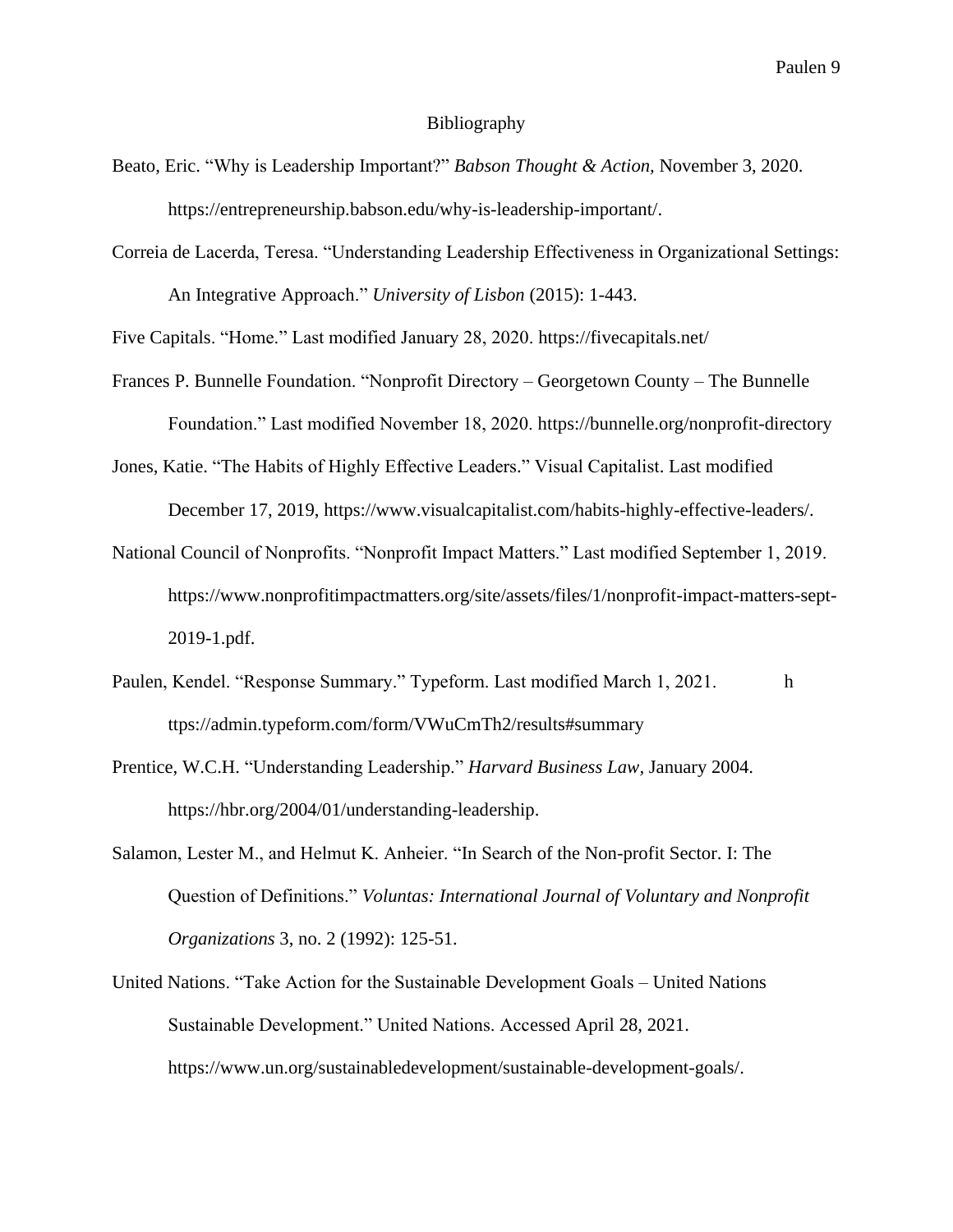# Bibliography

Beato, Eric. "Why is Leadership Important?" *Babson Thought & Action,* November 3, 2020. https://entrepreneurship.babson.edu/why-is-leadership-important/.

Correia de Lacerda, Teresa. "Understanding Leadership Effectiveness in Organizational Settings: An Integrative Approach." *University of Lisbon* (2015): 1-443.

Five Capitals. "Home." Last modified January 28, 2020. https://fivecapitals.net/

Frances P. Bunnelle Foundation. "Nonprofit Directory – Georgetown County – The Bunnelle Foundation." Last modified November 18, 2020. https://bunnelle.org/nonprofit-directory

Jones, Katie. "The Habits of Highly Effective Leaders." Visual Capitalist. Last modified December 17, 2019, https://www.visualcapitalist.com/habits-highly-effective-leaders/.

National Council of Nonprofits. "Nonprofit Impact Matters." Last modified September 1, 2019. https://www.nonprofitimpactmatters.org/site/assets/files/1/nonprofit-impact-matters-sept-2019-1.pdf.

Paulen, Kendel. "Response Summary." Typeform. Last modified March 1, 2021. h ttps://admin.typeform.com/form/VWuCmTh2/results#summary

Prentice, W.C.H. "Understanding Leadership." *Harvard Business Law*, January 2004. https://hbr.org/2004/01/understanding-leadership.

Salamon, Lester M., and Helmut K. Anheier. "In Search of the Non-profit Sector. I: The Question of Definitions." *Voluntas: International Journal of Voluntary and Nonprofit Organizations* 3, no. 2 (1992): 125-51.

United Nations. "Take Action for the Sustainable Development Goals – United Nations Sustainable Development." United Nations. Accessed April 28, 2021. https://www.un.org/sustainabledevelopment/sustainable-development-goals/.